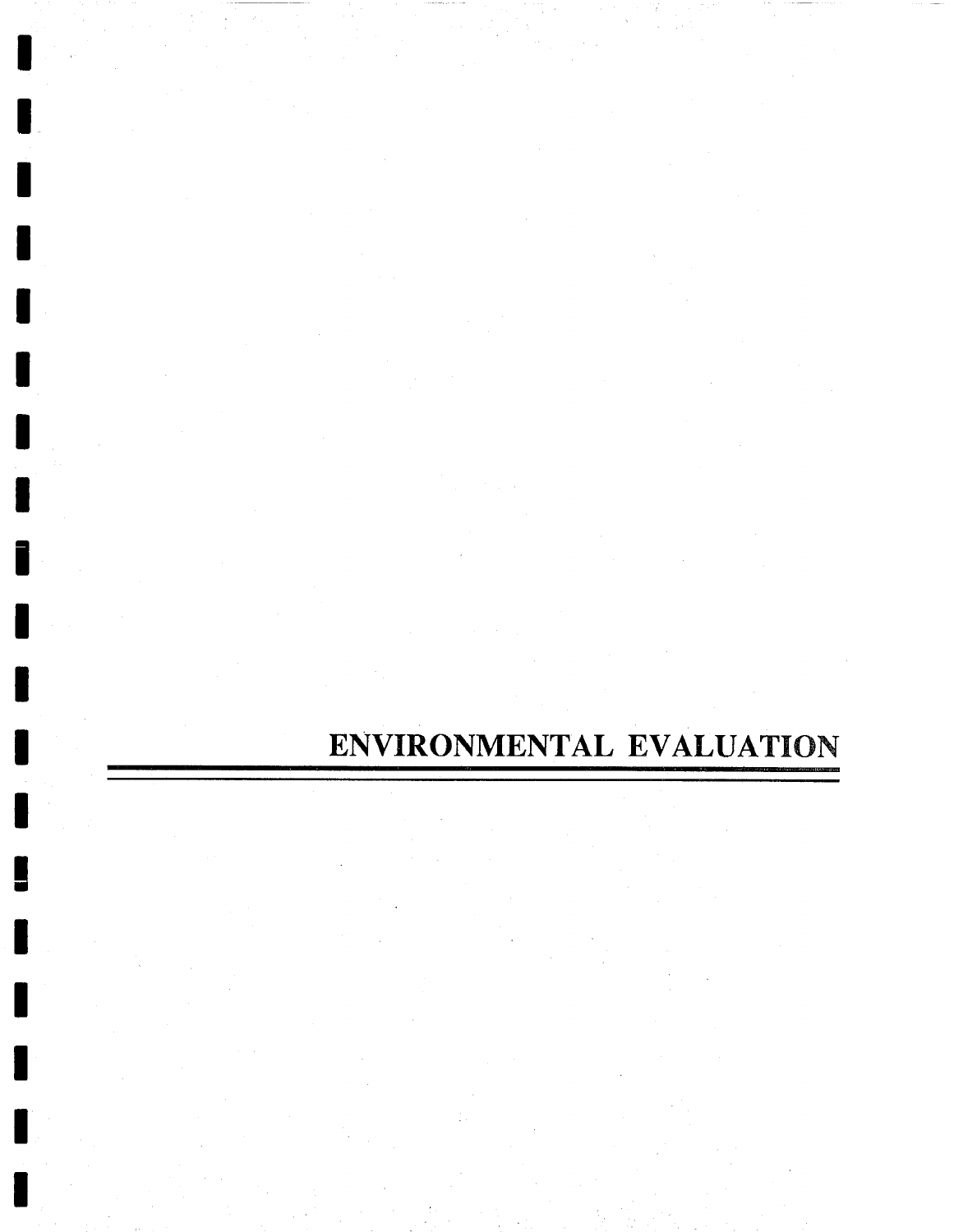# ENVIRONMENTAL EVALUATION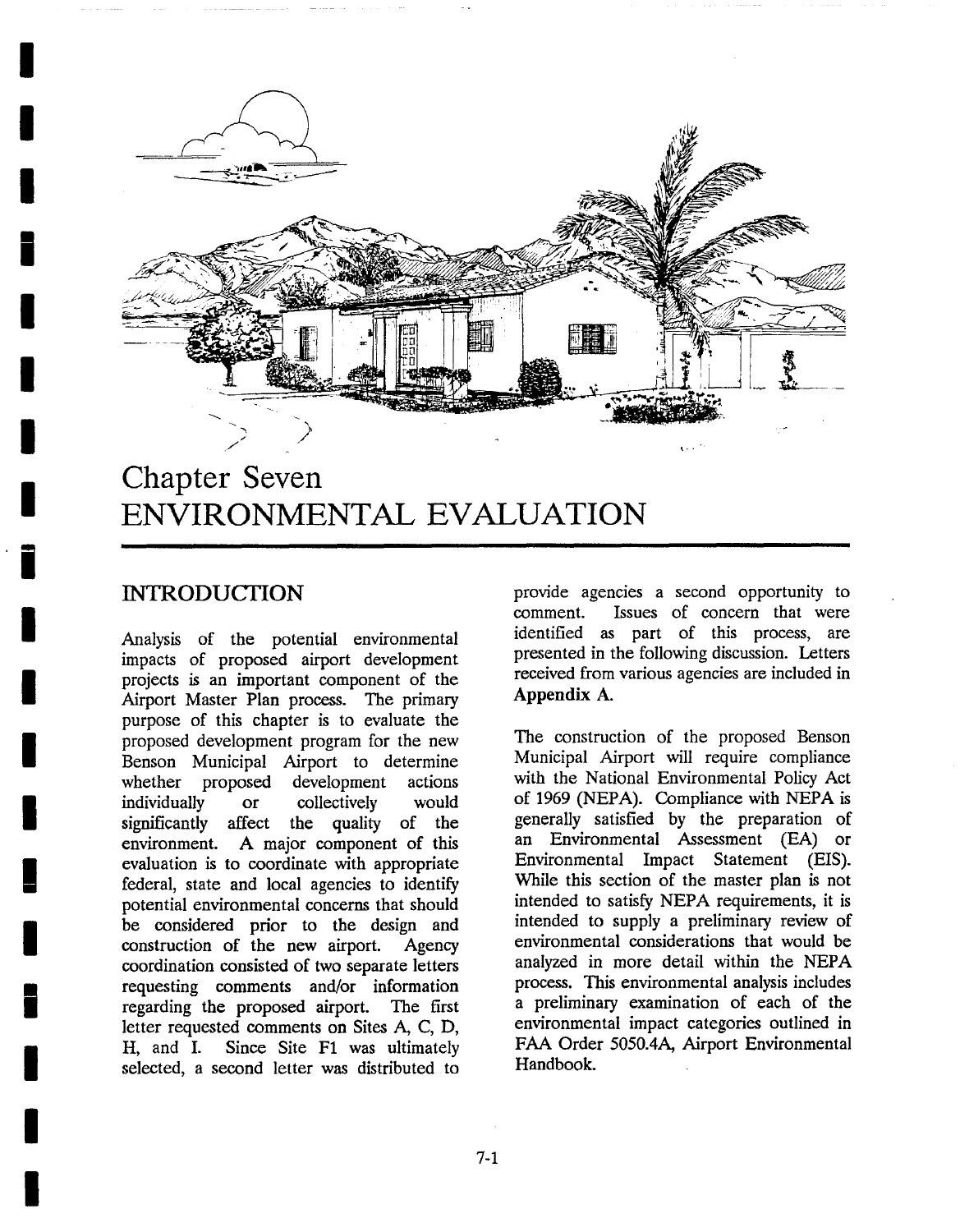# Chapter Seven
# ENVIRONMENTAL EVALUATION

## INTRODUCTION

Analysis of the potential environmental impacts of proposed airport development projects is an important component of the Airport Master Plan process. The primary purpose of this chapter is to evaluate the proposed development program for the new Benson Municipal Airport to determine whether proposed development actions individually or collectively would significantly affect the quality of the environment. A major component of this evaluation is to coordinate with appropriate federal, state and local agencies to identify potential environmental concerns that should be considered prior to the design and construction of the new airport. Agency coordination consisted of two separate letters requesting comments and/or information regarding the proposed airport. The first letter requested comments on Sites A, C, D, H, and I. Since Site F1 was ultimately selected, a second letter was distributed to provide agencies a second opportunity to comment. Issues of concern that were identified as part of this process, are presented in the following discussion. Letters received from various agencies are included in **Appendix A.**

The construction of the proposed Benson Municipal Airport will require compliance with the National Environmental Policy Act of 1969 (NEPA). Compliance with NEPA is generally satisfied by the preparation of an Environmental Assessment (EA) or Environmental Impact Statement (EIS). While this section of the master plan is not intended to satisfy NEPA requirements, it is intended to supply a preliminary review of environmental considerations that would be analyzed in more detail within the NEPA process. This environmental analysis includes a preliminary examination of each of the environmental impact categories outlined in FAA Order 5050.4A, Airport Environmental Handbook.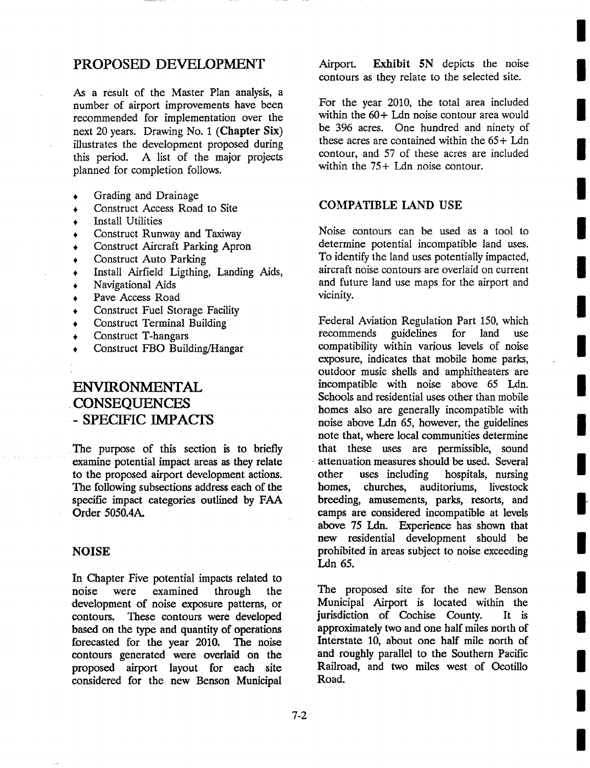## PROPOSED DEVELOPMENT

As a result of the Master Plan analysis, a number of airport improvements have been recommended for implementation over the next 20 years. Drawing No. 1 (**Chapter Six**) illustrates the development proposed during this period. A list of the major projects planned for completion follows.

- Grading and Drainage
- Construct Access Road to Site
- Install Utilities
- Construct Runway and Taxiway
- Construct Aircraft Parking Apron
- Construct Auto Parking
- Install Airfield Ligthing, Landing Aids,
- Navigational Aids
- Pave Access Road
- Construct Fuel Storage Facility
- Construct Terminal Building
- Construct T-hangars
- Construct FBO Building/Hangar

## ENVIRONMENTAL CONSEQUENCES - SPECIFIC IMPACTS

The purpose of this section is to briefly examine potential impact areas as they relate to the proposed airport development actions. The following subsections address each of the specific impact categories outlined by FAA Order 5050.4A.

### NOISE

In Chapter Five potential impacts related to noise were examined through the development of noise exposure patterns, or contours. These contours were developed based on the type and quantity of operations forecasted for the year 2010. The noise contours generated were overlaid on the proposed airport layout for each site considered for the new Benson Municipal Airport. **Exhibit 5N** depicts the noise contours as they relate to the selected site.

For the year 2010, the total area included within the 60+ Ldn noise contour area would be 396 acres. One hundred and ninety of these acres are contained within the 65+ Ldn contour, and 57 of these acres are included within the 75+ Ldn noise contour.

### COMPATIBLE LAND USE

Noise contours can be used as a tool to determine potential incompatible land uses. To identify the land uses potentially impacted, aircraft noise contours are overlaid on current and future land use maps for the airport and vicinity.

Federal Aviation Regulation Part 150, which recommends guidelines for land use compatibility within various levels of noise exposure, indicates that mobile home parks, outdoor music shells and amphitheaters are incompatible with noise above 65 Ldn. Schools and residential uses other than mobile homes also are generally incompatible with noise above Ldn 65, however, the guidelines note that, where local communities determine that these uses are permissible, sound attenuation measures should be used. Several other uses including hospitals, nursing homes, churches, auditoriums, livestock breeding, amusements, parks, resorts, and camps are considered incompatible at levels above 75 Ldn. Experience has shown that new residential development should be prohibited in areas subject to noise exceeding Ldn 65.

The proposed site for the new Benson Municipal Airport is located within the jurisdiction of Cochise County. It is approximately two and one half miles north of Interstate 10, about one half mile north of and roughly parallel to the Southern Pacific Railroad, and two miles west of Ocotillo Road.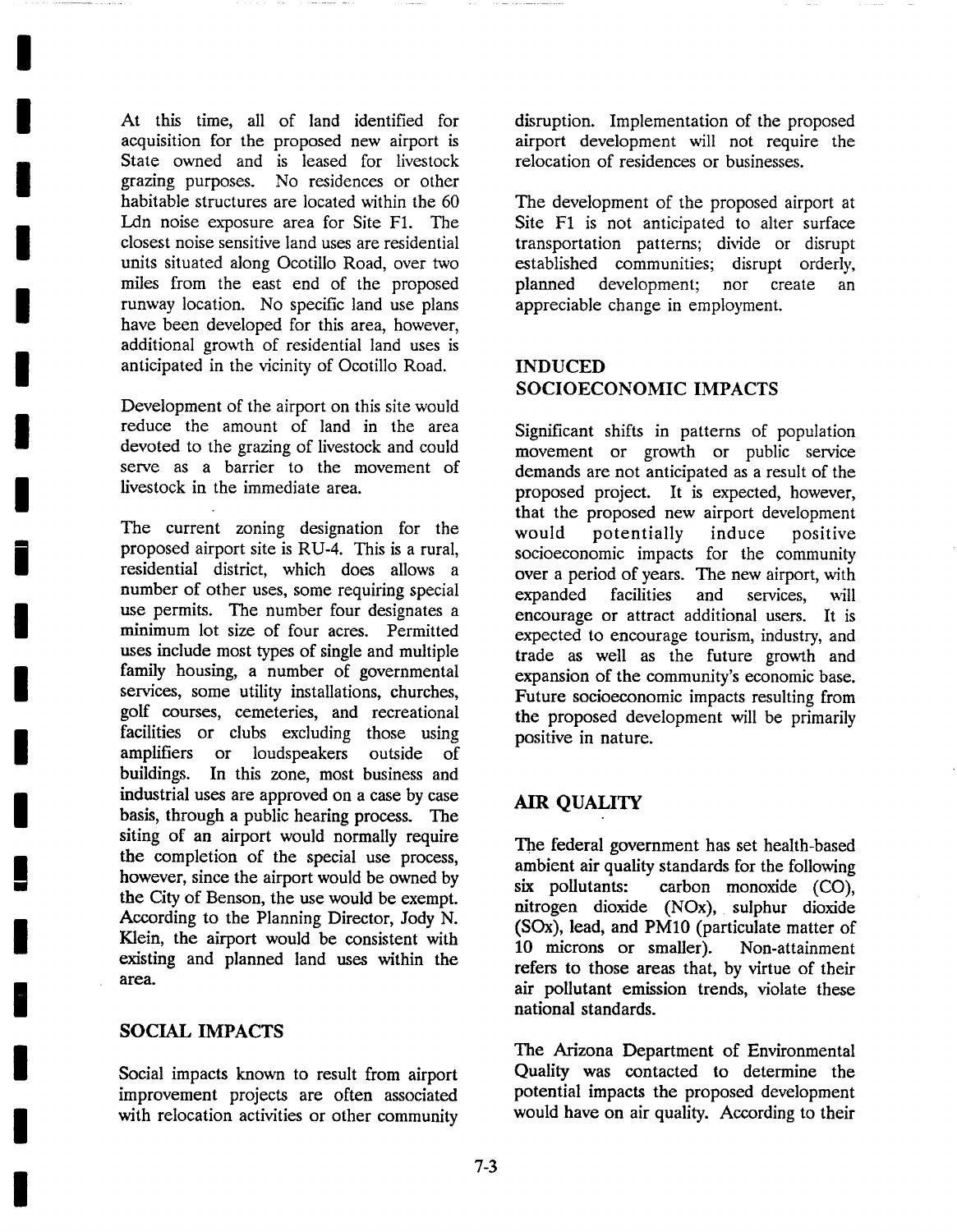At this time, all of land identified for acquisition for the proposed new airport is State owned and is leased for livestock grazing purposes. No residences or other habitable structures are located within the 60 Ldn noise exposure area for Site F1. The closest noise sensitive land uses are residential units situated along Ocotillo Road, over two miles from the east end of the proposed runway location. No specific land use plans have been developed for this area, however, additional growth of residential land uses is anticipated in the vicinity of Ocotillo Road.

Development of the airport on this site would reduce the amount of land in the area devoted to the grazing of livestock and could serve as a barrier to the movement of livestock in the immediate area.

The current zoning designation for the proposed airport site is RU-4. This is a rural, residential district, which does allows a number of other uses, some requiring special use permits. The number four designates a minimum lot size of four acres. Permitted uses include most types of single and multiple family housing, a number of governmental services, some utility installations, churches, golf courses, cemeteries, and recreational facilities or clubs excluding those using amplifiers or loudspeakers outside of buildings. In this zone, most business and industrial uses are approved on a case by case basis, through a public hearing process. The siting of an airport would normally require the completion of the special use process, however, since the airport would be owned by the City of Benson, the use would be exempt. According to the Planning Director, Jody N. Klein, the airport would be consistent with existing and planned land uses within the area.

## SOCIAL IMPACTS

Social impacts known to result from airport improvement projects are often associated with relocation activities or other community disruption. Implementation of the proposed airport development will not require the relocation of residences or businesses.

The development of the proposed airport at Site F1 is not anticipated to alter surface transportation patterns; divide or disrupt established communities; disrupt orderly, planned development; nor create an appreciable change in employment.

## INDUCED SOCIOECONOMIC IMPACTS

Significant shifts in patterns of population movement or growth or public service demands are not anticipated as a result of the proposed project. It is expected, however, that the proposed new airport development would potentially induce positive socioeconomic impacts for the community over a period of years. The new airport, with expanded facilities and services, will encourage or attract additional users. It is expected to encourage tourism, industry, and trade as well as the future growth and expansion of the community's economic base. Future socioeconomic impacts resulting from the proposed development will be primarily positive in nature.

## AIR QUALITY

The federal government has set health-based ambient air quality standards for the following six pollutants: carbon monoxide (CO), nitrogen dioxide (NOx), sulphur dioxide (SOx), lead, and PM10 (particulate matter of 10 microns or smaller). Non-attainment refers to those areas that, by virtue of their air pollutant emission trends, violate these national standards.

The Arizona Department of Environmental Quality was contacted to determine the potential impacts the proposed development would have on air quality. According to their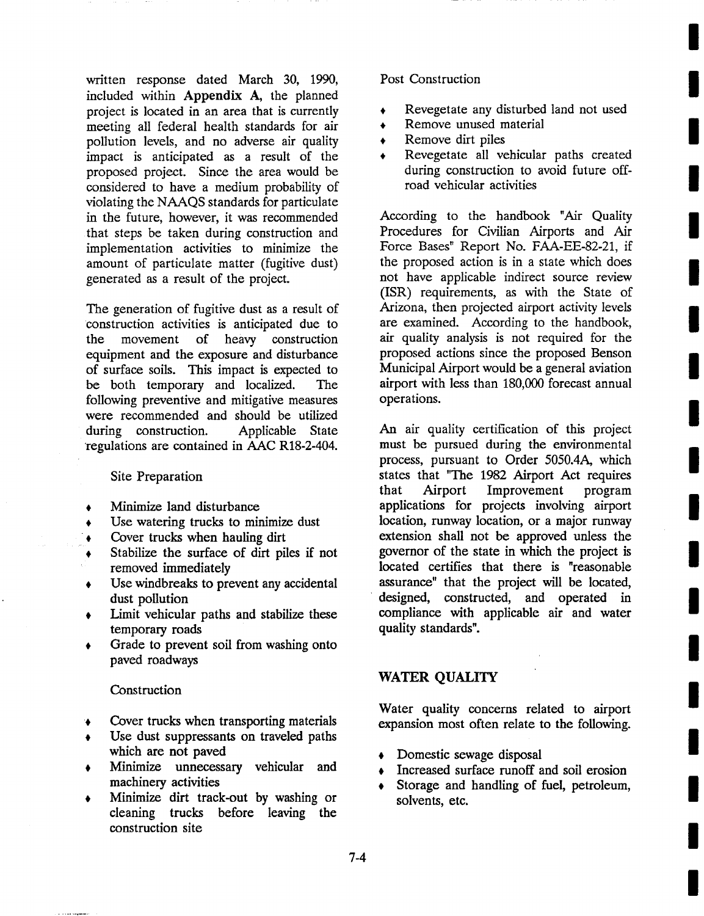written response dated March 30, 1990, included within **Appendix A**, the planned project is located in an area that is currently meeting all federal health standards for air pollution levels, and no adverse air quality impact is anticipated as a result of the proposed project. Since the area would be considered to have a medium probability of violating the NAAQS standards for particulate in the future, however, it was recommended that steps be taken during construction and implementation activities to minimize the amount of particulate matter (fugitive dust) generated as a result of the project.

The generation of fugitive dust as a result of construction activities is anticipated due to the movement of heavy construction equipment and the exposure and disturbance of surface soils. This impact is expected to be both temporary and localized. The following preventive and mitigative measures were recommended and should be utilized during construction. Applicable State regulations are contained in AAC R18-2-404.

Site Preparation

- Minimize land disturbance
- Use watering trucks to minimize dust
- Cover trucks when hauling dirt
- Stabilize the surface of dirt piles if not removed immediately
- Use windbreaks to prevent any accidental dust pollution
- Limit vehicular paths and stabilize these temporary roads
- Grade to prevent soil from washing onto paved roadways

Construction

- Cover trucks when transporting materials
- Use dust suppressants on traveled paths which are not paved
- Minimize unnecessary vehicular and machinery activities
- Minimize dirt track-out by washing or cleaning trucks before leaving the construction site

Post Construction

- Revegetate any disturbed land not used
- Remove unused material
- Remove dirt piles
- Revegetate all vehicular paths created during construction to avoid future off-road vehicular activities

According to the handbook "Air Quality Procedures for Civilian Airports and Air Force Bases" Report No. FAA-EE-82-21, if the proposed action is in a state which does not have applicable indirect source review (ISR) requirements, as with the State of Arizona, then projected airport activity levels are examined. According to the handbook, air quality analysis is not required for the proposed actions since the proposed Benson Municipal Airport would be a general aviation airport with less than 180,000 forecast annual operations.

An air quality certification of this project must be pursued during the environmental process, pursuant to Order 5050.4A, which states that "The 1982 Airport Act requires that Airport Improvement program applications for projects involving airport location, runway location, or a major runway extension shall not be approved unless the governor of the state in which the project is located certifies that there is "reasonable assurance" that the project will be located, designed, constructed, and operated in compliance with applicable air and water quality standards".

## WATER QUALITY

Water quality concerns related to airport expansion most often relate to the following.

- Domestic sewage disposal
- Increased surface runoff and soil erosion
- Storage and handling of fuel, petroleum, solvents, etc.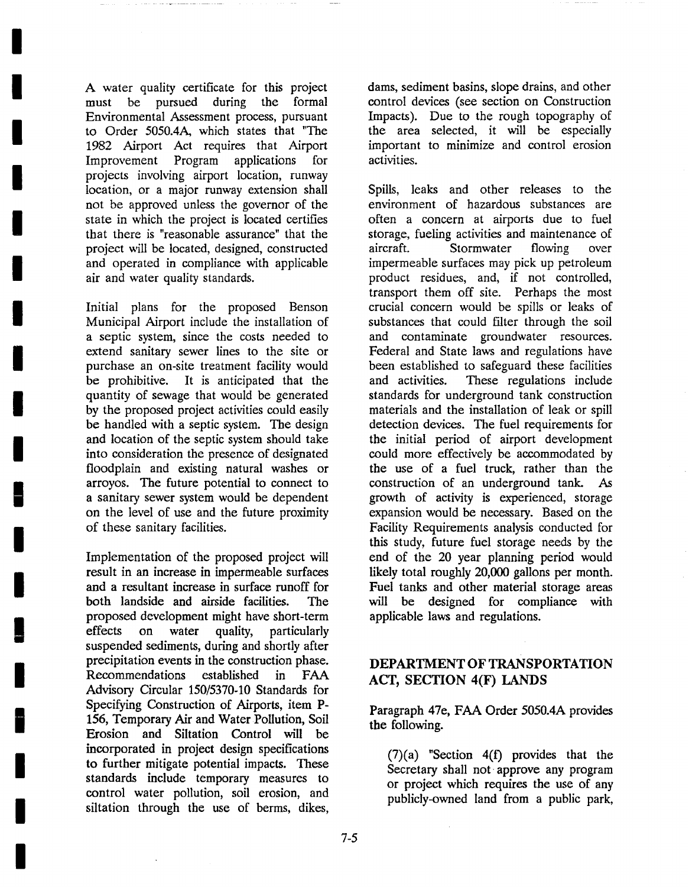A water quality certificate for this project must be pursued during the formal Environmental Assessment process, pursuant to Order 5050.4A, which states that "The 1982 Airport Act requires that Airport Improvement Program applications for projects involving airport location, runway location, or a major runway extension shall not be approved unless the governor of the state in which the project is located certifies that there is "reasonable assurance" that the project will be located, designed, constructed and operated in compliance with applicable air and water quality standards.

Initial plans for the proposed Benson Municipal Airport include the installation of a septic system, since the costs needed to extend sanitary sewer lines to the site or purchase an on-site treatment facility would be prohibitive. It is anticipated that the quantity of sewage that would be generated by the proposed project activities could easily be handled with a septic system. The design and location of the septic system should take into consideration the presence of designated floodplain and existing natural washes or arroyos. The future potential to connect to a sanitary sewer system would be dependent on the level of use and the future proximity of these sanitary facilities.

Implementation of the proposed project will result in an increase in impermeable surfaces and a resultant increase in surface runoff for both landside and airside facilities. The proposed development might have short-term effects on water quality, particularly suspended sediments, during and shortly after precipitation events in the construction phase. Recommendations established in FAA Advisory Circular 150/5370-10 Standards for Specifying Construction of Airports, item P-156, Temporary Air and Water Pollution, Soil Erosion and Siltation Control will be incorporated in project design specifications to further mitigate potential impacts. These standards include temporary measures to control water pollution, soil erosion, and siltation through the use of berms, dikes, dams, sediment basins, slope drains, and other control devices (see section on Construction Impacts). Due to the rough topography of the area selected, it will be especially important to minimize and control erosion activities.

Spills, leaks and other releases to the environment of hazardous substances are often a concern at airports due to fuel storage, fueling activities and maintenance of aircraft. Stormwater flowing over impermeable surfaces may pick up petroleum product residues, and, if not controlled, transport them off site. Perhaps the most crucial concern would be spills or leaks of substances that could filter through the soil and contaminate groundwater resources. Federal and State laws and regulations have been established to safeguard these facilities and activities. These regulations include standards for underground tank construction materials and the installation of leak or spill detection devices. The fuel requirements for the initial period of airport development could more effectively be accommodated by the use of a fuel truck, rather than the construction of an underground tank. As growth of activity is experienced, storage expansion would be necessary. Based on the Facility Requirements analysis conducted for this study, future fuel storage needs by the end of the 20 year planning period would likely total roughly 20,000 gallons per month. Fuel tanks and other material storage areas will be designed for compliance with applicable laws and regulations.

## DEPARTMENT OF TRANSPORTATION ACT, SECTION 4(F) LANDS

Paragraph 47e, FAA Order 5050.4A provides the following.

> (7)(a) "Section 4(f) provides that the Secretary shall not approve any program or project which requires the use of any publicly-owned land from a public park,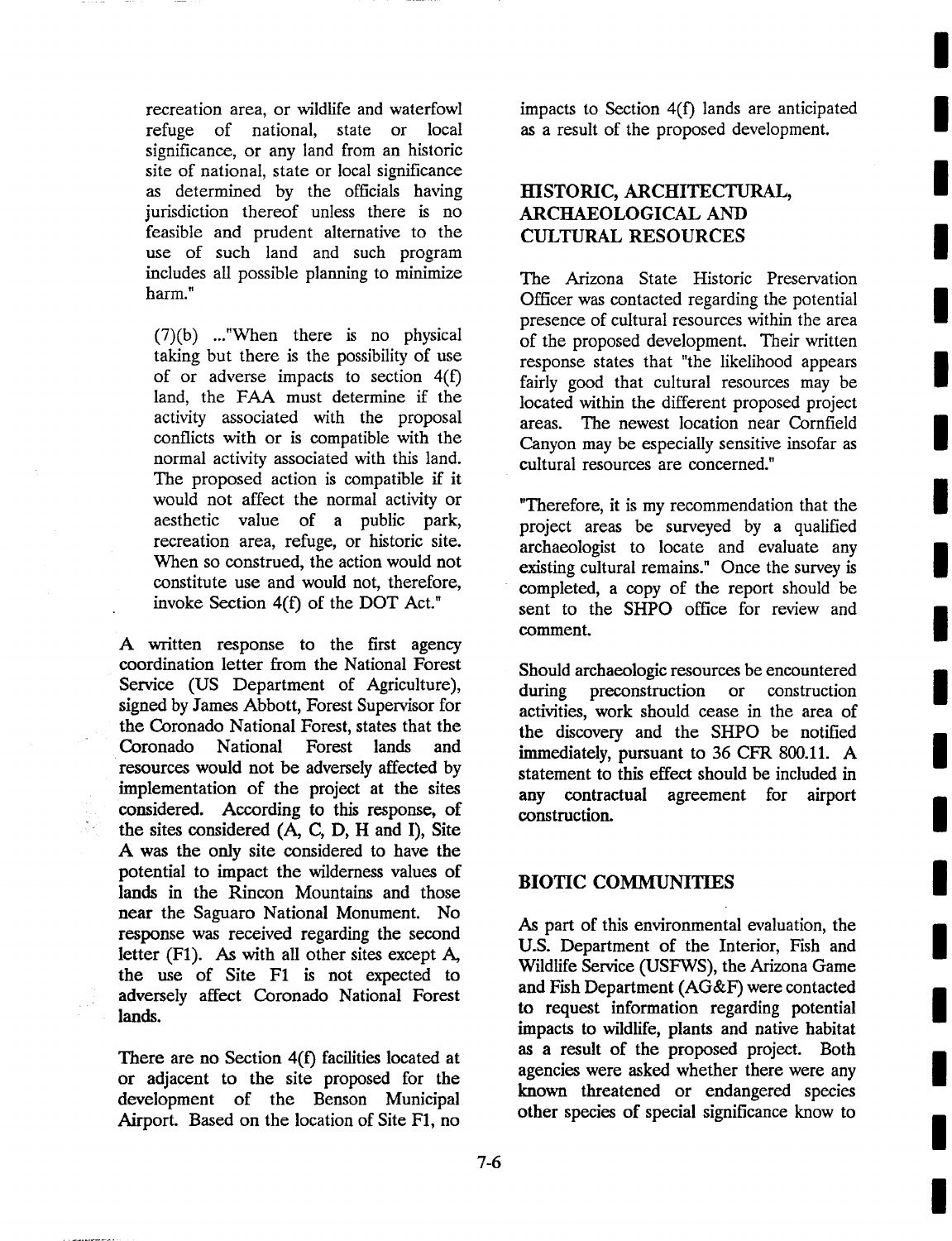recreation area, or wildlife and waterfowl refuge of national, state or local significance, or any land from an historic site of national, state or local significance as determined by the officials having jurisdiction thereof unless there is no feasible and prudent alternative to the use of such land and such program includes all possible planning to minimize harm."

> (7)(b) ..."When there is no physical taking but there is the possibility of use of or adverse impacts to section 4(f) land, the FAA must determine if the activity associated with the proposal conflicts with or is compatible with the normal activity associated with this land. The proposed action is compatible if it would not affect the normal activity or aesthetic value of a public park, recreation area, refuge, or historic site. When so construed, the action would not constitute use and would not, therefore, invoke Section 4(f) of the DOT Act."

A written response to the first agency coordination letter from the National Forest Service (US Department of Agriculture), signed by James Abbott, Forest Supervisor for the Coronado National Forest, states that the Coronado National Forest lands and resources would not be adversely affected by implementation of the project at the sites considered. According to this response, of the sites considered (A, C, D, H and I), Site A was the only site considered to have the potential to impact the wilderness values of lands in the Rincon Mountains and those near the Saguaro National Monument. No response was received regarding the second letter (F1). As with all other sites except A, the use of Site F1 is not expected to adversely affect Coronado National Forest lands.

There are no Section 4(f) facilities located at or adjacent to the site proposed for the development of the Benson Municipal Airport. Based on the location of Site F1, no impacts to Section 4(f) lands are anticipated as a result of the proposed development.

## HISTORIC, ARCHITECTURAL, ARCHAEOLOGICAL AND CULTURAL RESOURCES

The Arizona State Historic Preservation Officer was contacted regarding the potential presence of cultural resources within the area of the proposed development. Their written response states that "the likelihood appears fairly good that cultural resources may be located within the different proposed project areas. The newest location near Cornfield Canyon may be especially sensitive insofar as cultural resources are concerned."

"Therefore, it is my recommendation that the project areas be surveyed by a qualified archaeologist to locate and evaluate any existing cultural remains." Once the survey is completed, a copy of the report should be sent to the SHPO office for review and comment.

Should archaeologic resources be encountered during preconstruction or construction activities, work should cease in the area of the discovery and the SHPO be notified immediately, pursuant to 36 CFR 800.11. A statement to this effect should be included in any contractual agreement for airport construction.

## BIOTIC COMMUNITIES

As part of this environmental evaluation, the U.S. Department of the Interior, Fish and Wildlife Service (USFWS), the Arizona Game and Fish Department (AG&F) were contacted to request information regarding potential impacts to wildlife, plants and native habitat as a result of the proposed project. Both agencies were asked whether there were any known threatened or endangered species other species of special significance know to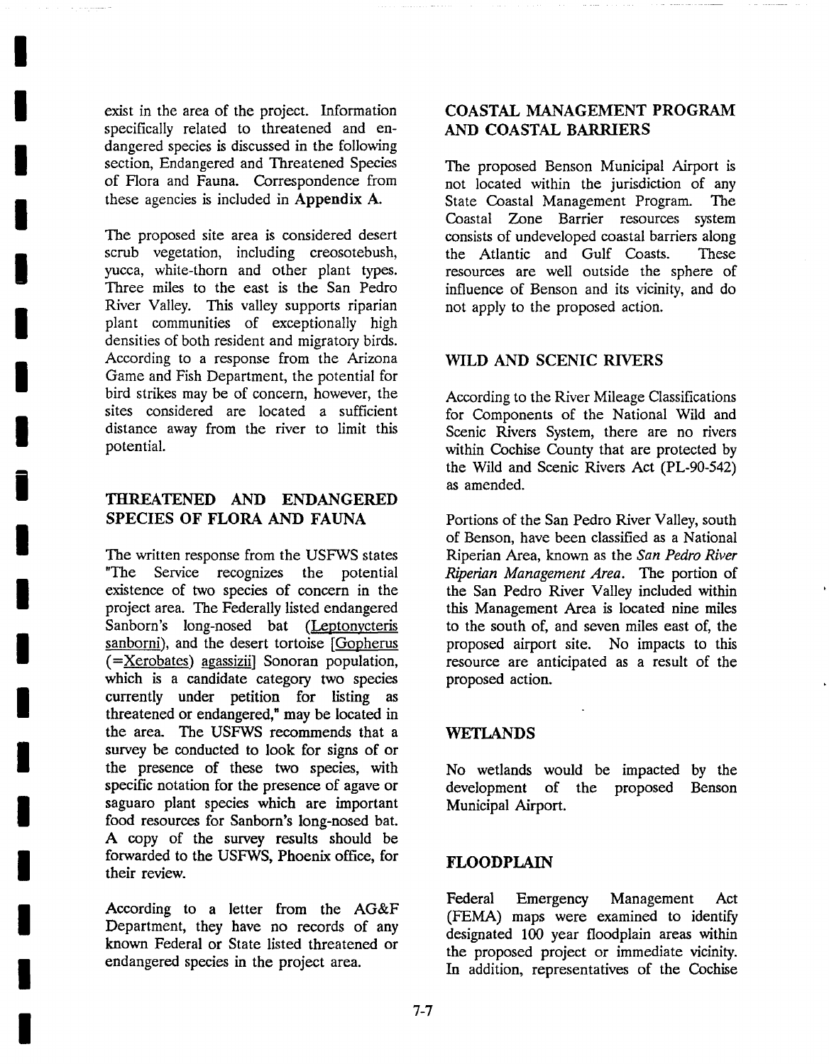exist in the area of the project. Information specifically related to threatened and endangered species is discussed in the following section, Endangered and Threatened Species of Flora and Fauna. Correspondence from these agencies is included in **Appendix A.**

The proposed site area is considered desert scrub vegetation, including creosotebush, yucca, white-thorn and other plant types. Three miles to the east is the San Pedro River Valley. This valley supports riparian plant communities of exceptionally high densities of both resident and migratory birds. According to a response from the Arizona Game and Fish Department, the potential for bird strikes may be of concern, however, the sites considered are located a sufficient distance away from the river to limit this potential.

## THREATENED AND ENDANGERED SPECIES OF FLORA AND FAUNA

The written response from the USFWS states "The Service recognizes the potential existence of two species of concern in the project area. The Federally listed endangered Sanborn's long-nosed bat (Leptonycteris sanborni), and the desert tortoise [Gopherus (=Xerobates) agassizii] Sonoran population, which is a candidate category two species currently under petition for listing as threatened or endangered," may be located in the area. The USFWS recommends that a survey be conducted to look for signs of or the presence of these two species, with specific notation for the presence of agave or saguaro plant species which are important food resources for Sanborn's long-nosed bat. A copy of the survey results should be forwarded to the USFWS, Phoenix office, for their review.

According to a letter from the AG&F Department, they have no records of any known Federal or State listed threatened or endangered species in the project area.

## COASTAL MANAGEMENT PROGRAM AND COASTAL BARRIERS

The proposed Benson Municipal Airport is not located within the jurisdiction of any State Coastal Management Program. The Coastal Zone Barrier resources system consists of undeveloped coastal barriers along the Atlantic and Gulf Coasts. These resources are well outside the sphere of influence of Benson and its vicinity, and do not apply to the proposed action.

## WILD AND SCENIC RIVERS

According to the River Mileage Classifications for Components of the National Wild and Scenic Rivers System, there are no rivers within Cochise County that are protected by the Wild and Scenic Rivers Act (PL-90-542) as amended.

Portions of the San Pedro River Valley, south of Benson, have been classified as a National Riperian Area, known as the *San Pedro River Riperian Management Area*. The portion of the San Pedro River Valley included within this Management Area is located nine miles to the south of, and seven miles east of, the proposed airport site. No impacts to this resource are anticipated as a result of the proposed action.

## WETLANDS

No wetlands would be impacted by the development of the proposed Benson Municipal Airport.

## FLOODPLAIN

Federal Emergency Management Act (FEMA) maps were examined to identify designated 100 year floodplain areas within the proposed project or immediate vicinity. In addition, representatives of the Cochise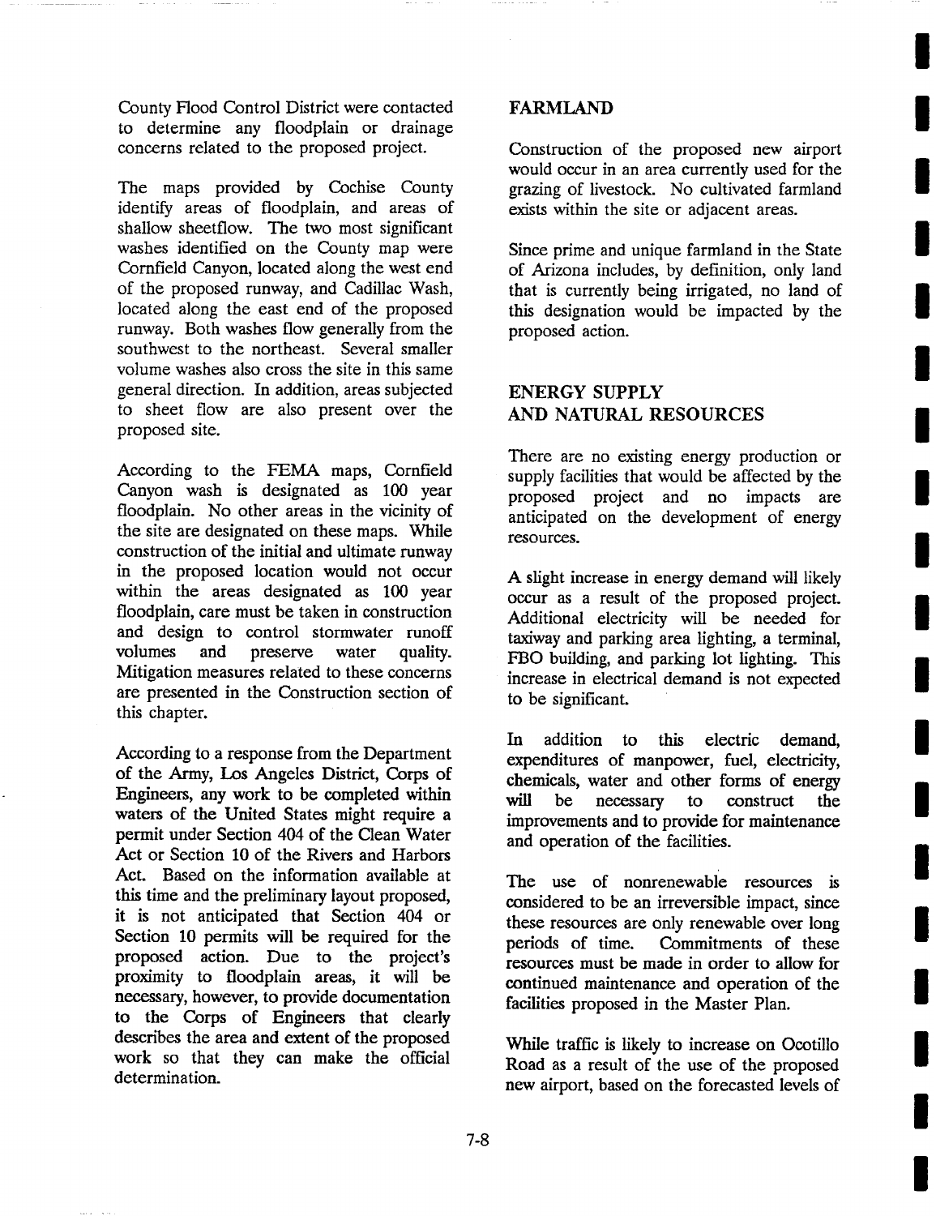County Flood Control District were contacted to determine any floodplain or drainage concerns related to the proposed project.

The maps provided by Cochise County identify areas of floodplain, and areas of shallow sheetflow. The two most significant washes identified on the County map were Cornfield Canyon, located along the west end of the proposed runway, and Cadillac Wash, located along the east end of the proposed runway. Both washes flow generally from the southwest to the northeast. Several smaller volume washes also cross the site in this same general direction. In addition, areas subjected to sheet flow are also present over the proposed site.

According to the FEMA maps, Cornfield Canyon wash is designated as 100 year floodplain. No other areas in the vicinity of the site are designated on these maps. While construction of the initial and ultimate runway in the proposed location would not occur within the areas designated as 100 year floodplain, care must be taken in construction and design to control stormwater runoff volumes and preserve water quality. Mitigation measures related to these concerns are presented in the Construction section of this chapter.

According to a response from the Department of the Army, Los Angeles District, Corps of Engineers, any work to be completed within waters of the United States might require a permit under Section 404 of the Clean Water Act or Section 10 of the Rivers and Harbors Act. Based on the information available at this time and the preliminary layout proposed, it is not anticipated that Section 404 or Section 10 permits will be required for the proposed action. Due to the project's proximity to floodplain areas, it will be necessary, however, to provide documentation to the Corps of Engineers that clearly describes the area and extent of the proposed work so that they can make the official determination.

## FARMLAND

Construction of the proposed new airport would occur in an area currently used for the grazing of livestock. No cultivated farmland exists within the site or adjacent areas.

Since prime and unique farmland in the State of Arizona includes, by definition, only land that is currently being irrigated, no land of this designation would be impacted by the proposed action.

## ENERGY SUPPLY AND NATURAL RESOURCES

There are no existing energy production or supply facilities that would be affected by the proposed project and no impacts are anticipated on the development of energy resources.

A slight increase in energy demand will likely occur as a result of the proposed project. Additional electricity will be needed for taxiway and parking area lighting, a terminal, FBO building, and parking lot lighting. This increase in electrical demand is not expected to be significant.

In addition to this electric demand, expenditures of manpower, fuel, electricity, chemicals, water and other forms of energy will be necessary to construct the improvements and to provide for maintenance and operation of the facilities.

The use of nonrenewable resources is considered to be an irreversible impact, since these resources are only renewable over long periods of time. Commitments of these resources must be made in order to allow for continued maintenance and operation of the facilities proposed in the Master Plan.

While traffic is likely to increase on Ocotillo Road as a result of the use of the proposed new airport, based on the forecasted levels of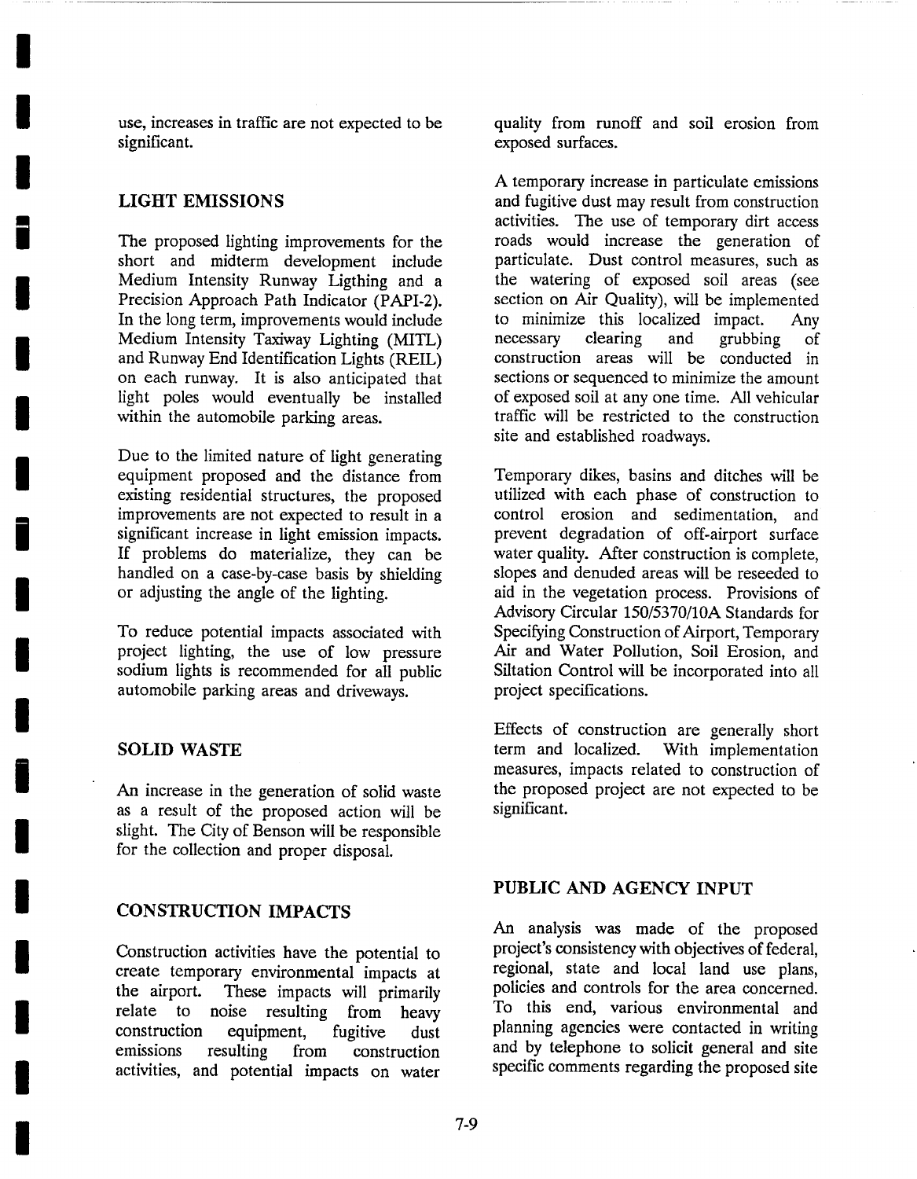use, increases in traffic are not expected to be significant.

## LIGHT EMISSIONS

The proposed lighting improvements for the short and midterm development include Medium Intensity Runway Ligthing and a Precision Approach Path Indicator (PAPI-2). In the long term, improvements would include Medium Intensity Taxiway Lighting (MITL) and Runway End Identification Lights (REIL) on each runway. It is also anticipated that light poles would eventually be installed within the automobile parking areas.

Due to the limited nature of light generating equipment proposed and the distance from existing residential structures, the proposed improvements are not expected to result in a significant increase in light emission impacts. If problems do materialize, they can be handled on a case-by-case basis by shielding or adjusting the angle of the lighting.

To reduce potential impacts associated with project lighting, the use of low pressure sodium lights is recommended for all public automobile parking areas and driveways.

## SOLID WASTE

An increase in the generation of solid waste as a result of the proposed action will be slight. The City of Benson will be responsible for the collection and proper disposal.

## CONSTRUCTION IMPACTS

Construction activities have the potential to create temporary environmental impacts at the airport. These impacts will primarily relate to noise resulting from heavy construction equipment, fugitive dust emissions resulting from construction activities, and potential impacts on water quality from runoff and soil erosion from exposed surfaces.

A temporary increase in particulate emissions and fugitive dust may result from construction activities. The use of temporary dirt access roads would increase the generation of particulate. Dust control measures, such as the watering of exposed soil areas (see section on Air Quality), will be implemented to minimize this localized impact. Any necessary clearing and grubbing of construction areas will be conducted in sections or sequenced to minimize the amount of exposed soil at any one time. All vehicular traffic will be restricted to the construction site and established roadways.

Temporary dikes, basins and ditches will be utilized with each phase of construction to control erosion and sedimentation, and prevent degradation of off-airport surface water quality. After construction is complete, slopes and denuded areas will be reseeded to aid in the vegetation process. Provisions of Advisory Circular 150/5370/10A Standards for Specifying Construction of Airport, Temporary Air and Water Pollution, Soil Erosion, and Siltation Control will be incorporated into all project specifications.

Effects of construction are generally short term and localized. With implementation measures, impacts related to construction of the proposed project are not expected to be significant.

## PUBLIC AND AGENCY INPUT

An analysis was made of the proposed project's consistency with objectives of federal, regional, state and local land use plans, policies and controls for the area concerned. To this end, various environmental and planning agencies were contacted in writing and by telephone to solicit general and site specific comments regarding the proposed site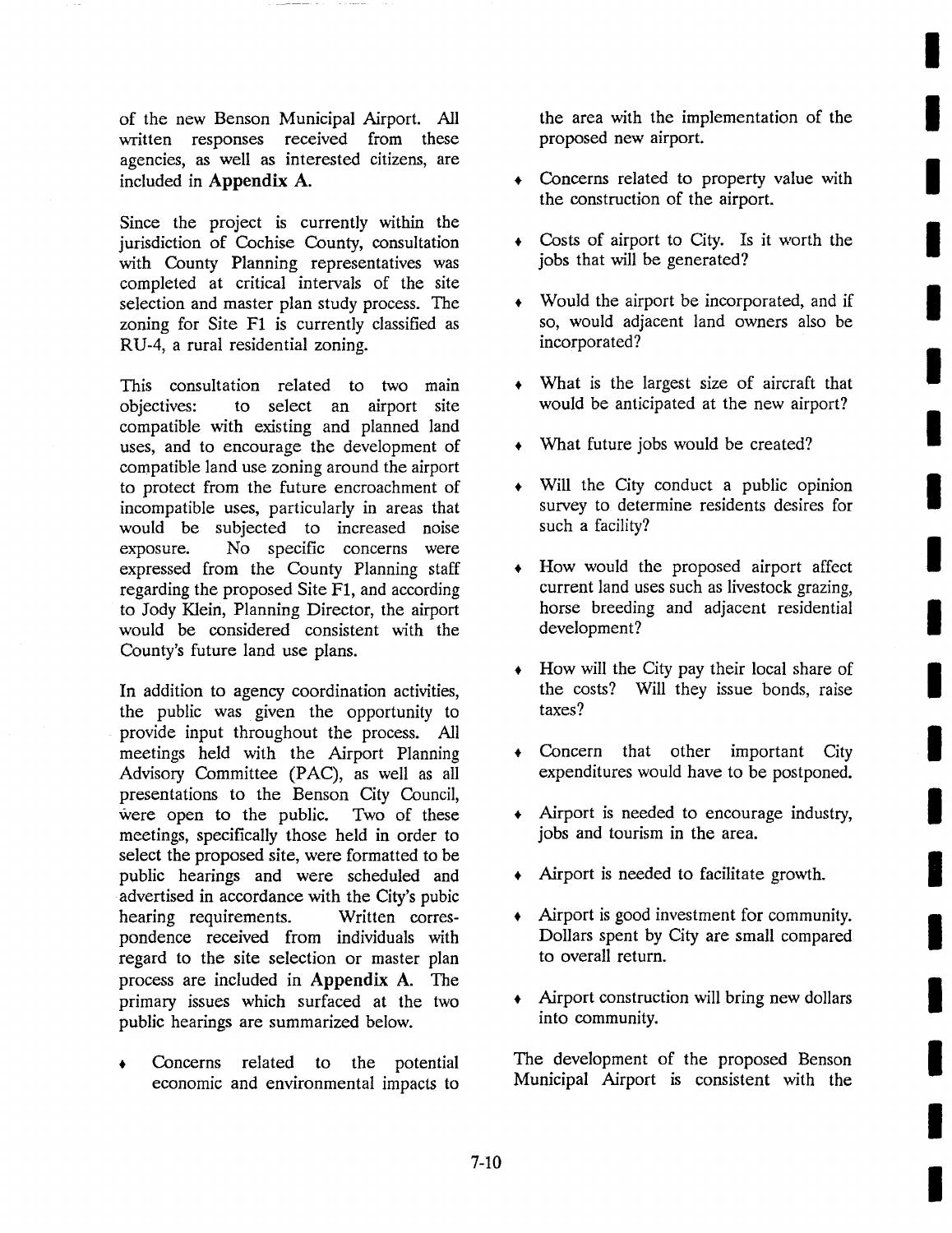of the new Benson Municipal Airport. All written responses received from these agencies, as well as interested citizens, are included in **Appendix A.**

Since the project is currently within the jurisdiction of Cochise County, consultation with County Planning representatives was completed at critical intervals of the site selection and master plan study process. The zoning for Site F1 is currently classified as RU-4, a rural residential zoning.

This consultation related to two main objectives: to select an airport site compatible with existing and planned land uses, and to encourage the development of compatible land use zoning around the airport to protect from the future encroachment of incompatible uses, particularly in areas that would be subjected to increased noise exposure. No specific concerns were expressed from the County Planning staff regarding the proposed Site F1, and according to Jody Klein, Planning Director, the airport would be considered consistent with the County's future land use plans.

In addition to agency coordination activities, the public was given the opportunity to provide input throughout the process. All meetings held with the Airport Planning Advisory Committee (PAC), as well as all presentations to the Benson City Council, were open to the public. Two of these meetings, specifically those held in order to select the proposed site, were formatted to be public hearings and were scheduled and advertised in accordance with the City's pubic hearing requirements. Written correspondence received from individuals with regard to the site selection or master plan process are included in **Appendix A.** The primary issues which surfaced at the two public hearings are summarized below.

- Concerns related to the potential economic and environmental impacts to the area with the implementation of the proposed new airport.
- Concerns related to property value with the construction of the airport.
- Costs of airport to City. Is it worth the jobs that will be generated?
- Would the airport be incorporated, and if so, would adjacent land owners also be incorporated?
- What is the largest size of aircraft that would be anticipated at the new airport?
- What future jobs would be created?
- Will the City conduct a public opinion survey to determine residents desires for such a facility?
- How would the proposed airport affect current land uses such as livestock grazing, horse breeding and adjacent residential development?
- How will the City pay their local share of the costs? Will they issue bonds, raise taxes?
- Concern that other important City expenditures would have to be postponed.
- Airport is needed to encourage industry, jobs and tourism in the area.
- Airport is needed to facilitate growth.
- Airport is good investment for community. Dollars spent by City are small compared to overall return.
- Airport construction will bring new dollars into community.

The development of the proposed Benson Municipal Airport is consistent with the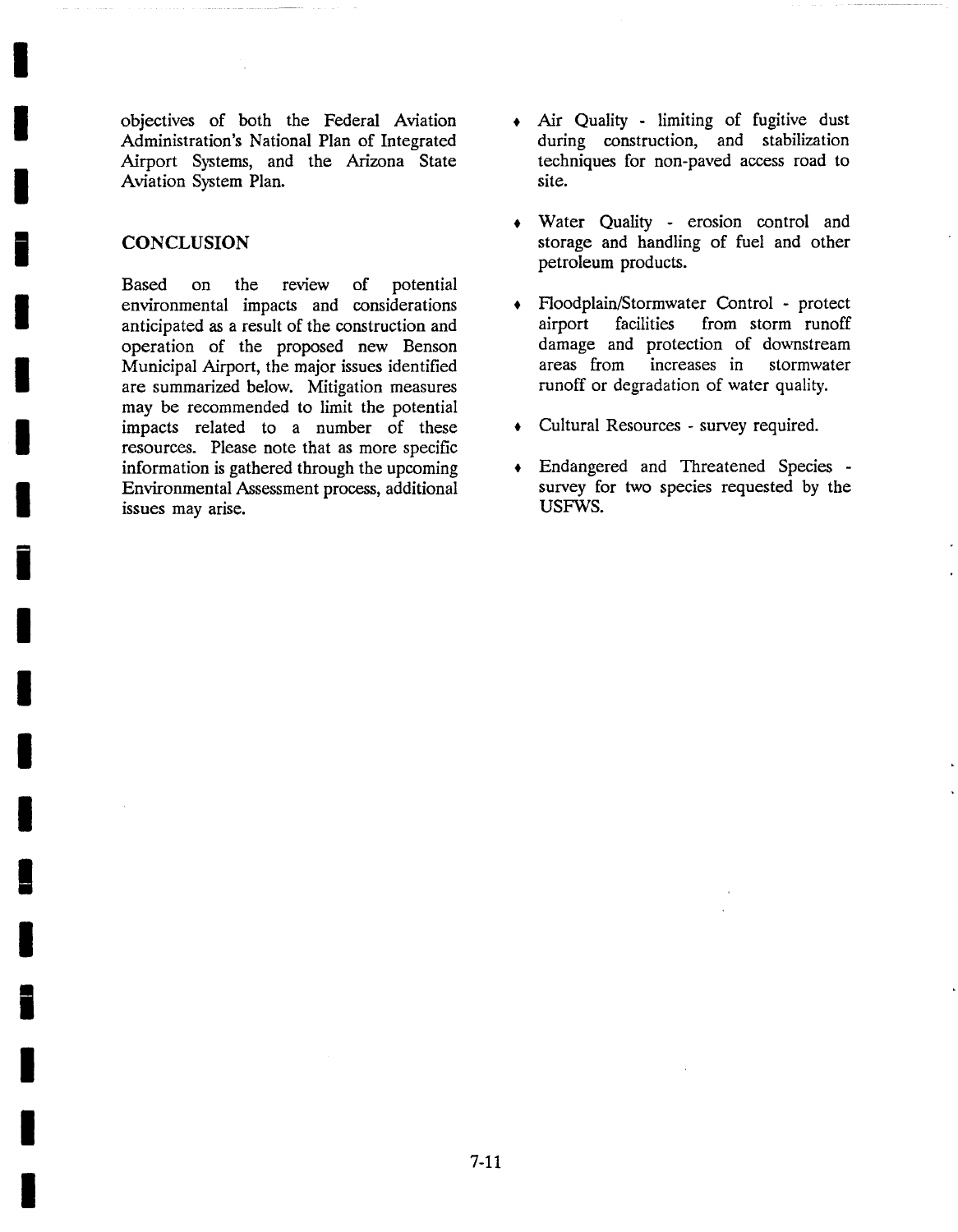objectives of both the Federal Aviation Administration's National Plan of Integrated Airport Systems, and the Arizona State Aviation System Plan.

## CONCLUSION

Based on the review of potential environmental impacts and considerations anticipated as a result of the construction and operation of the proposed new Benson Municipal Airport, the major issues identified are summarized below. Mitigation measures may be recommended to limit the potential impacts related to a number of these resources. Please note that as more specific information is gathered through the upcoming Environmental Assessment process, additional issues may arise.

- Air Quality - limiting of fugitive dust during construction, and stabilization techniques for non-paved access road to site.
- Water Quality - erosion control and storage and handling of fuel and other petroleum products.
- Floodplain/Stormwater Control - protect airport facilities from storm runoff damage and protection of downstream areas from increases in stormwater runoff or degradation of water quality.
- Cultural Resources - survey required.
- Endangered and Threatened Species - survey for two species requested by the USFWS.